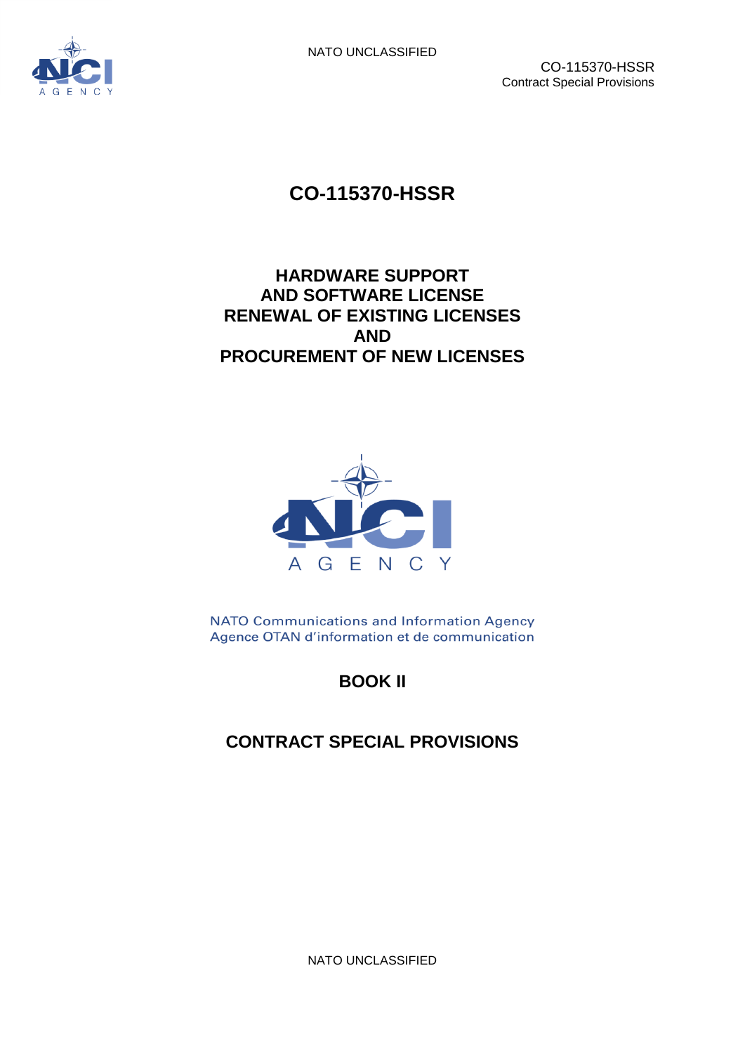# CO-115370-HSSR

## HARDWARE SUPPORT
## AND SOFTWARE LICENSE
## RENEWAL OF EXISTING LICENSES
## AND
## PROCUREMENT OF NEW LICENSES

NATO Communications and Information Agency
Agence OTAN d'information et de communication

## BOOK II

## CONTRACT SPECIAL PROVISIONS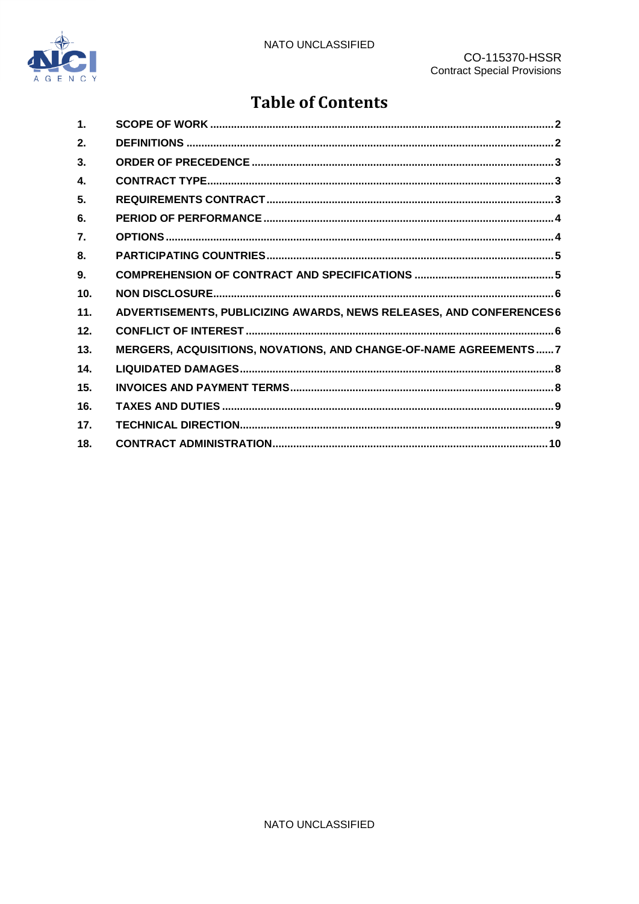# Table of Contents

1. SCOPE OF WORK ..... 2
2. DEFINITIONS ..... 2
3. ORDER OF PRECEDENCE ..... 3
4. CONTRACT TYPE ..... 3
5. REQUIREMENTS CONTRACT ..... 3
6. PERIOD OF PERFORMANCE ..... 4
7. OPTIONS ..... 4
8. PARTICIPATING COUNTRIES ..... 5
9. COMPREHENSION OF CONTRACT AND SPECIFICATIONS ..... 5
10. NON DISCLOSURE ..... 6
11. ADVERTISEMENTS, PUBLICIZING AWARDS, NEWS RELEASES, AND CONFERENCES ..... 6
12. CONFLICT OF INTEREST ..... 6
13. MERGERS, ACQUISITIONS, NOVATIONS, AND CHANGE-OF-NAME AGREEMENTS ..... 7
14. LIQUIDATED DAMAGES ..... 8
15. INVOICES AND PAYMENT TERMS ..... 8
16. TAXES AND DUTIES ..... 9
17. TECHNICAL DIRECTION ..... 9
18. CONTRACT ADMINISTRATION ..... 10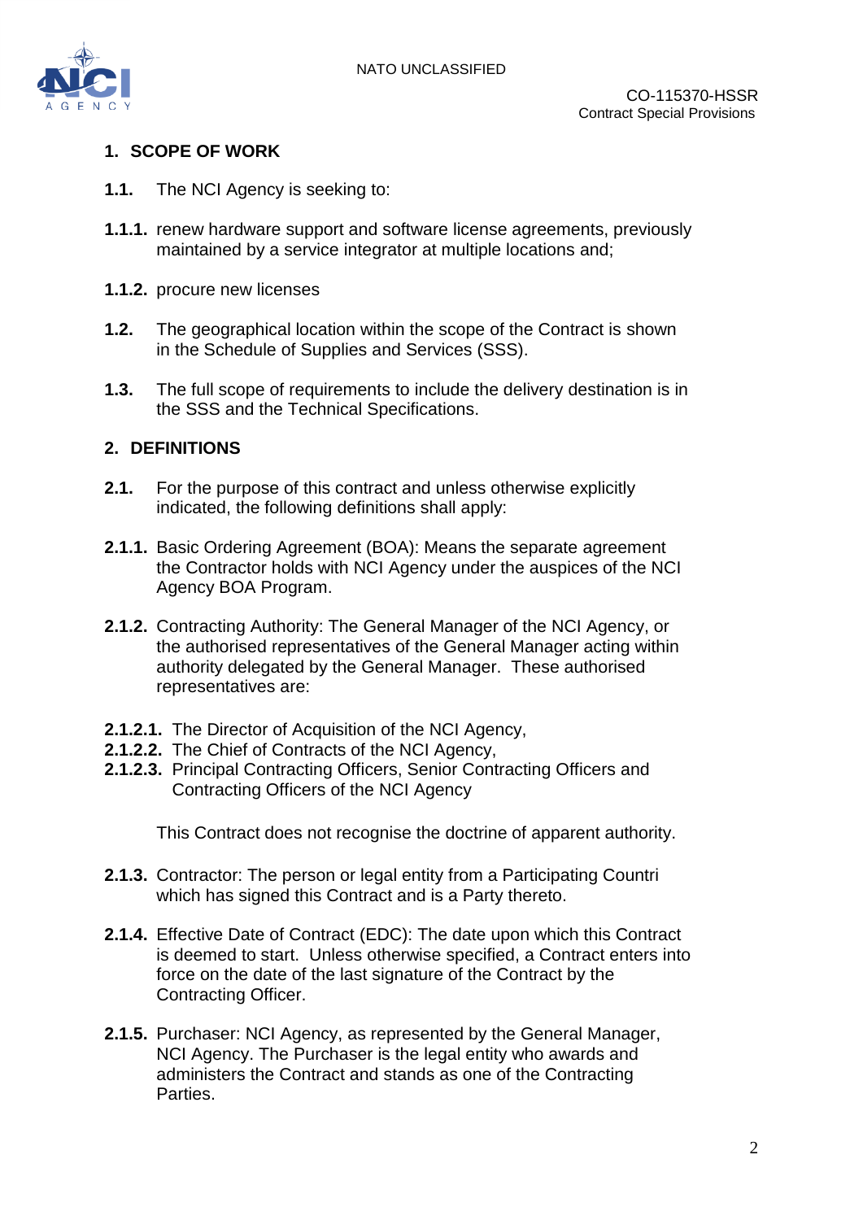## 1. SCOPE OF WORK

**1.1.** The NCI Agency is seeking to:

**1.1.1.** renew hardware support and software license agreements, previously maintained by a service integrator at multiple locations and;

**1.1.2.** procure new licenses

**1.2.** The geographical location within the scope of the Contract is shown in the Schedule of Supplies and Services (SSS).

**1.3.** The full scope of requirements to include the delivery destination is in the SSS and the Technical Specifications.

## 2. DEFINITIONS

**2.1.** For the purpose of this contract and unless otherwise explicitly indicated, the following definitions shall apply:

**2.1.1.** Basic Ordering Agreement (BOA): Means the separate agreement the Contractor holds with NCI Agency under the auspices of the NCI Agency BOA Program.

**2.1.2.** Contracting Authority: The General Manager of the NCI Agency, or the authorised representatives of the General Manager acting within authority delegated by the General Manager. These authorised representatives are:

**2.1.2.1.** The Director of Acquisition of the NCI Agency,
**2.1.2.2.** The Chief of Contracts of the NCI Agency,
**2.1.2.3.** Principal Contracting Officers, Senior Contracting Officers and Contracting Officers of the NCI Agency

This Contract does not recognise the doctrine of apparent authority.

**2.1.3.** Contractor: The person or legal entity from a Participating Countri which has signed this Contract and is a Party thereto.

**2.1.4.** Effective Date of Contract (EDC): The date upon which this Contract is deemed to start. Unless otherwise specified, a Contract enters into force on the date of the last signature of the Contract by the Contracting Officer.

**2.1.5.** Purchaser: NCI Agency, as represented by the General Manager, NCI Agency. The Purchaser is the legal entity who awards and administers the Contract and stands as one of the Contracting Parties.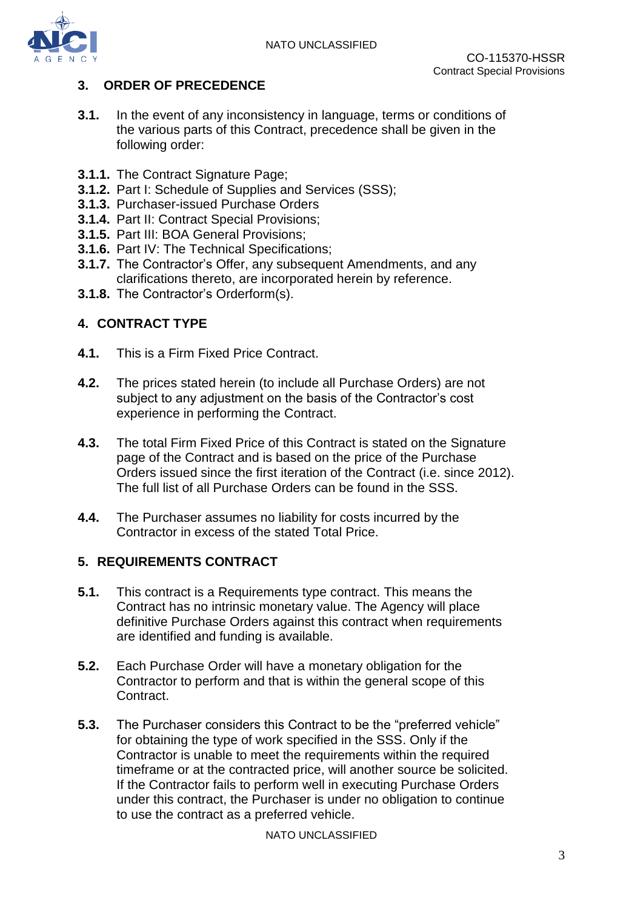## 3. ORDER OF PRECEDENCE

**3.1.** In the event of any inconsistency in language, terms or conditions of the various parts of this Contract, precedence shall be given in the following order:

**3.1.1.** The Contract Signature Page;
**3.1.2.** Part I: Schedule of Supplies and Services (SSS);
**3.1.3.** Purchaser-issued Purchase Orders
**3.1.4.** Part II: Contract Special Provisions;
**3.1.5.** Part III: BOA General Provisions;
**3.1.6.** Part IV: The Technical Specifications;
**3.1.7.** The Contractor's Offer, any subsequent Amendments, and any clarifications thereto, are incorporated herein by reference.
**3.1.8.** The Contractor's Orderform(s).

## 4. CONTRACT TYPE

**4.1.** This is a Firm Fixed Price Contract.

**4.2.** The prices stated herein (to include all Purchase Orders) are not subject to any adjustment on the basis of the Contractor's cost experience in performing the Contract.

**4.3.** The total Firm Fixed Price of this Contract is stated on the Signature page of the Contract and is based on the price of the Purchase Orders issued since the first iteration of the Contract (i.e. since 2012). The full list of all Purchase Orders can be found in the SSS.

**4.4.** The Purchaser assumes no liability for costs incurred by the Contractor in excess of the stated Total Price.

## 5. REQUIREMENTS CONTRACT

**5.1.** This contract is a Requirements type contract. This means the Contract has no intrinsic monetary value. The Agency will place definitive Purchase Orders against this contract when requirements are identified and funding is available.

**5.2.** Each Purchase Order will have a monetary obligation for the Contractor to perform and that is within the general scope of this Contract.

**5.3.** The Purchaser considers this Contract to be the "preferred vehicle" for obtaining the type of work specified in the SSS. Only if the Contractor is unable to meet the requirements within the required timeframe or at the contracted price, will another source be solicited. If the Contractor fails to perform well in executing Purchase Orders under this contract, the Purchaser is under no obligation to continue to use the contract as a preferred vehicle.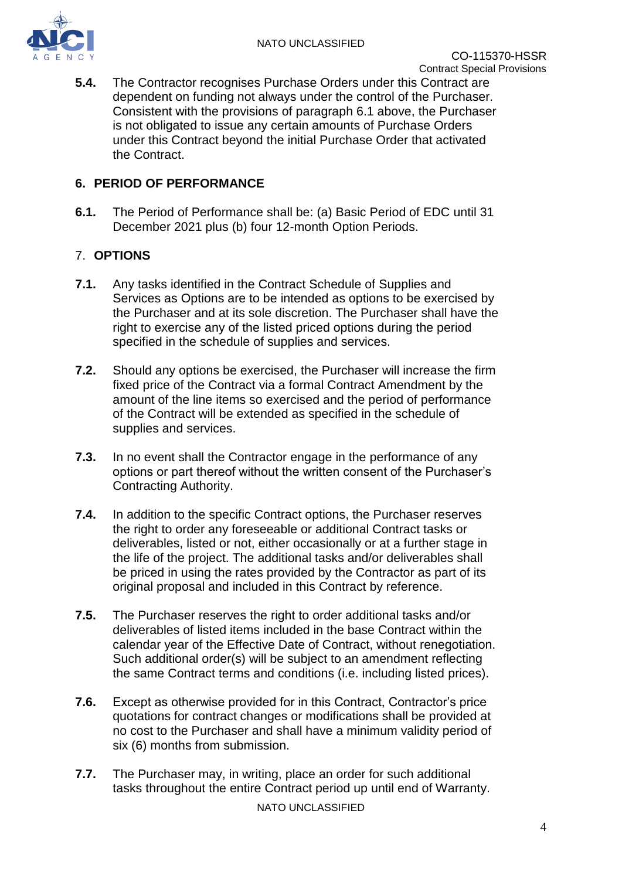**5.4.** The Contractor recognises Purchase Orders under this Contract are dependent on funding not always under the control of the Purchaser. Consistent with the provisions of paragraph 6.1 above, the Purchaser is not obligated to issue any certain amounts of Purchase Orders under this Contract beyond the initial Purchase Order that activated the Contract.

## 6. PERIOD OF PERFORMANCE

**6.1.** The Period of Performance shall be: (a) Basic Period of EDC until 31 December 2021 plus (b) four 12-month Option Periods.

## 7. OPTIONS

**7.1.** Any tasks identified in the Contract Schedule of Supplies and Services as Options are to be intended as options to be exercised by the Purchaser and at its sole discretion. The Purchaser shall have the right to exercise any of the listed priced options during the period specified in the schedule of supplies and services.

**7.2.** Should any options be exercised, the Purchaser will increase the firm fixed price of the Contract via a formal Contract Amendment by the amount of the line items so exercised and the period of performance of the Contract will be extended as specified in the schedule of supplies and services.

**7.3.** In no event shall the Contractor engage in the performance of any options or part thereof without the written consent of the Purchaser's Contracting Authority.

**7.4.** In addition to the specific Contract options, the Purchaser reserves the right to order any foreseeable or additional Contract tasks or deliverables, listed or not, either occasionally or at a further stage in the life of the project. The additional tasks and/or deliverables shall be priced in using the rates provided by the Contractor as part of its original proposal and included in this Contract by reference.

**7.5.** The Purchaser reserves the right to order additional tasks and/or deliverables of listed items included in the base Contract within the calendar year of the Effective Date of Contract, without renegotiation. Such additional order(s) will be subject to an amendment reflecting the same Contract terms and conditions (i.e. including listed prices).

**7.6.** Except as otherwise provided for in this Contract, Contractor's price quotations for contract changes or modifications shall be provided at no cost to the Purchaser and shall have a minimum validity period of six (6) months from submission.

**7.7.** The Purchaser may, in writing, place an order for such additional tasks throughout the entire Contract period up until end of Warranty.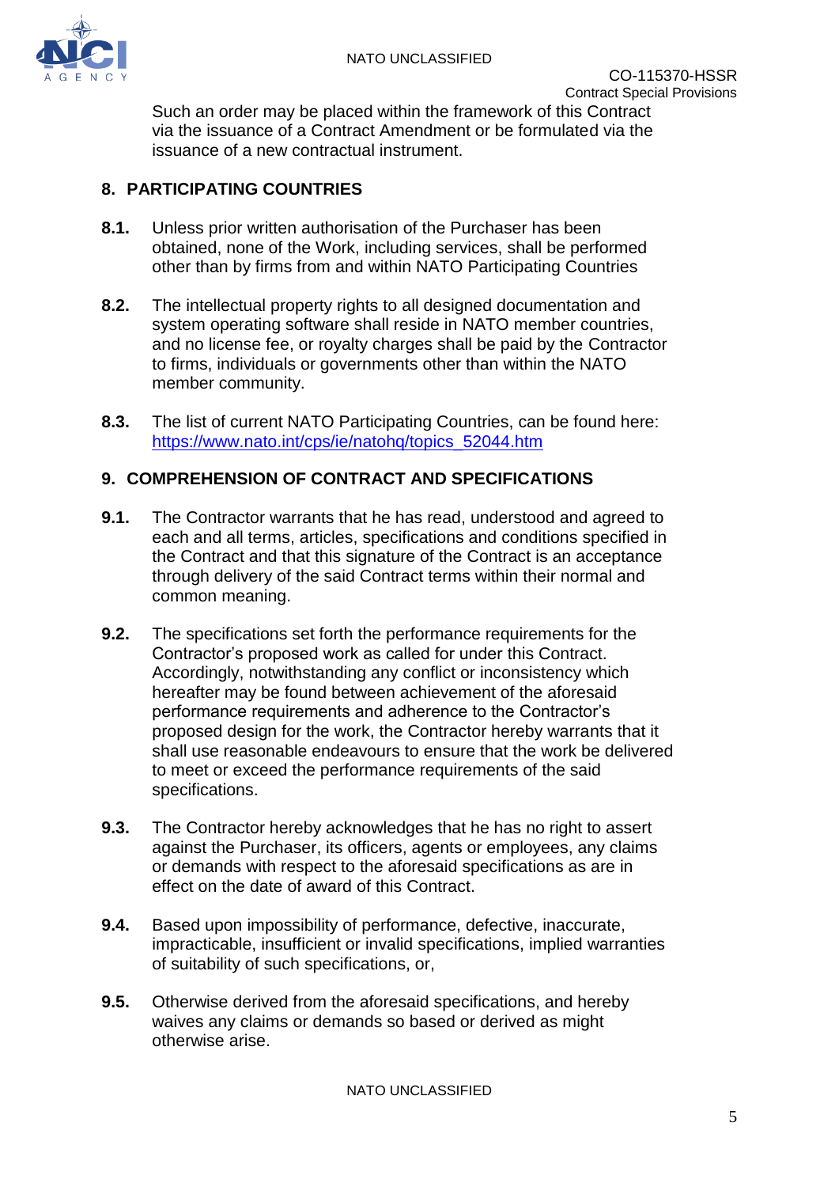Such an order may be placed within the framework of this Contract via the issuance of a Contract Amendment or be formulated via the issuance of a new contractual instrument.

## 8. PARTICIPATING COUNTRIES

**8.1.** Unless prior written authorisation of the Purchaser has been obtained, none of the Work, including services, shall be performed other than by firms from and within NATO Participating Countries

**8.2.** The intellectual property rights to all designed documentation and system operating software shall reside in NATO member countries, and no license fee, or royalty charges shall be paid by the Contractor to firms, individuals or governments other than within the NATO member community.

**8.3.** The list of current NATO Participating Countries, can be found here: [https://www.nato.int/cps/ie/natohq/topics_52044.htm](https://www.nato.int/cps/ie/natohq/topics_52044.htm)

## 9. COMPREHENSION OF CONTRACT AND SPECIFICATIONS

**9.1.** The Contractor warrants that he has read, understood and agreed to each and all terms, articles, specifications and conditions specified in the Contract and that this signature of the Contract is an acceptance through delivery of the said Contract terms within their normal and common meaning.

**9.2.** The specifications set forth the performance requirements for the Contractor's proposed work as called for under this Contract. Accordingly, notwithstanding any conflict or inconsistency which hereafter may be found between achievement of the aforesaid performance requirements and adherence to the Contractor's proposed design for the work, the Contractor hereby warrants that it shall use reasonable endeavours to ensure that the work be delivered to meet or exceed the performance requirements of the said specifications.

**9.3.** The Contractor hereby acknowledges that he has no right to assert against the Purchaser, its officers, agents or employees, any claims or demands with respect to the aforesaid specifications as are in effect on the date of award of this Contract.

**9.4.** Based upon impossibility of performance, defective, inaccurate, impracticable, insufficient or invalid specifications, implied warranties of suitability of such specifications, or,

**9.5.** Otherwise derived from the aforesaid specifications, and hereby waives any claims or demands so based or derived as might otherwise arise.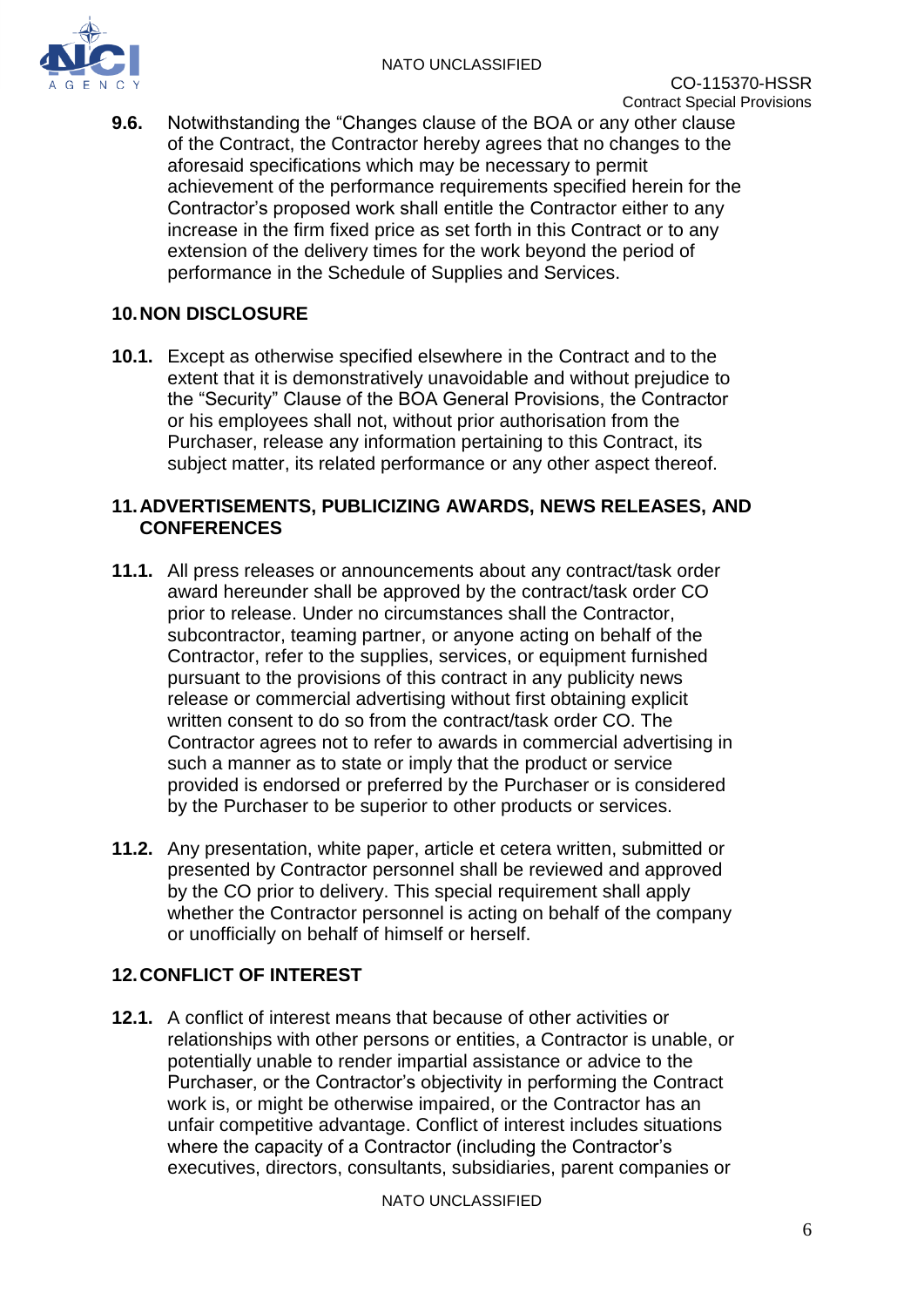**9.6.** Notwithstanding the "Changes clause of the BOA or any other clause of the Contract, the Contractor hereby agrees that no changes to the aforesaid specifications which may be necessary to permit achievement of the performance requirements specified herein for the Contractor's proposed work shall entitle the Contractor either to any increase in the firm fixed price as set forth in this Contract or to any extension of the delivery times for the work beyond the period of performance in the Schedule of Supplies and Services.

## 10. NON DISCLOSURE

**10.1.** Except as otherwise specified elsewhere in the Contract and to the extent that it is demonstratively unavoidable and without prejudice to the "Security" Clause of the BOA General Provisions, the Contractor or his employees shall not, without prior authorisation from the Purchaser, release any information pertaining to this Contract, its subject matter, its related performance or any other aspect thereof.

## 11. ADVERTISEMENTS, PUBLICIZING AWARDS, NEWS RELEASES, AND CONFERENCES

**11.1.** All press releases or announcements about any contract/task order award hereunder shall be approved by the contract/task order CO prior to release. Under no circumstances shall the Contractor, subcontractor, teaming partner, or anyone acting on behalf of the Contractor, refer to the supplies, services, or equipment furnished pursuant to the provisions of this contract in any publicity news release or commercial advertising without first obtaining explicit written consent to do so from the contract/task order CO. The Contractor agrees not to refer to awards in commercial advertising in such a manner as to state or imply that the product or service provided is endorsed or preferred by the Purchaser or is considered by the Purchaser to be superior to other products or services.

**11.2.** Any presentation, white paper, article et cetera written, submitted or presented by Contractor personnel shall be reviewed and approved by the CO prior to delivery. This special requirement shall apply whether the Contractor personnel is acting on behalf of the company or unofficially on behalf of himself or herself.

## 12. CONFLICT OF INTEREST

**12.1.** A conflict of interest means that because of other activities or relationships with other persons or entities, a Contractor is unable, or potentially unable to render impartial assistance or advice to the Purchaser, or the Contractor's objectivity in performing the Contract work is, or might be otherwise impaired, or the Contractor has an unfair competitive advantage. Conflict of interest includes situations where the capacity of a Contractor (including the Contractor's executives, directors, consultants, subsidiaries, parent companies or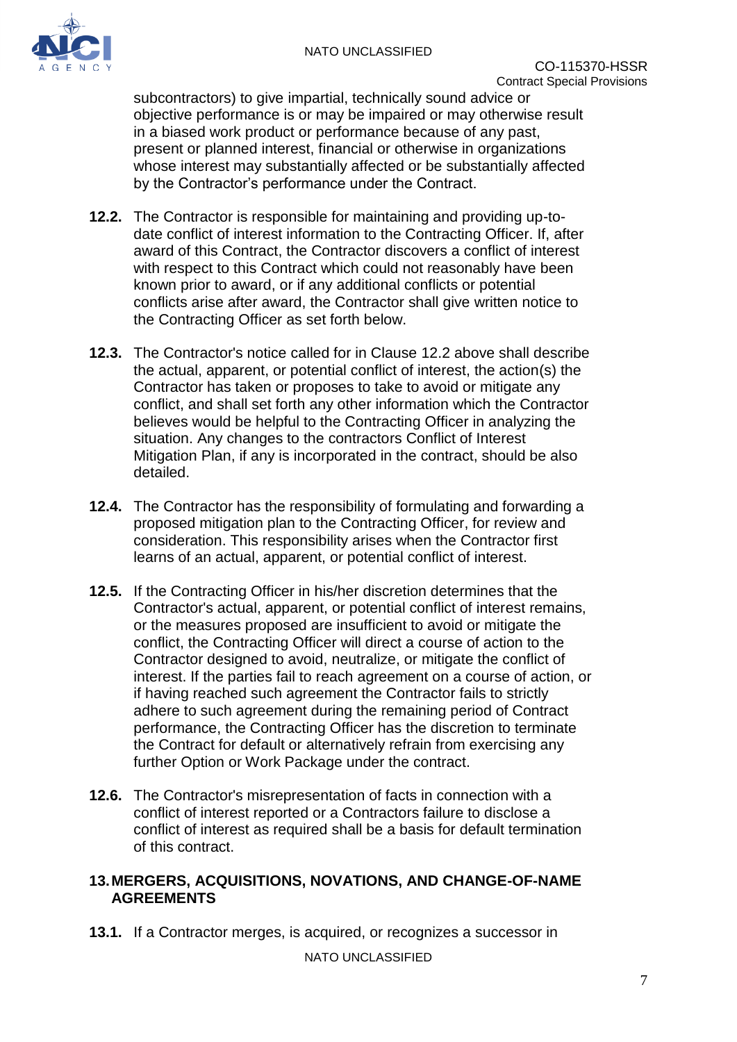subcontractors) to give impartial, technically sound advice or objective performance is or may be impaired or may otherwise result in a biased work product or performance because of any past, present or planned interest, financial or otherwise in organizations whose interest may substantially affected or be substantially affected by the Contractor's performance under the Contract.

**12.2.** The Contractor is responsible for maintaining and providing up-to-date conflict of interest information to the Contracting Officer. If, after award of this Contract, the Contractor discovers a conflict of interest with respect to this Contract which could not reasonably have been known prior to award, or if any additional conflicts or potential conflicts arise after award, the Contractor shall give written notice to the Contracting Officer as set forth below.

**12.3.** The Contractor's notice called for in Clause 12.2 above shall describe the actual, apparent, or potential conflict of interest, the action(s) the Contractor has taken or proposes to take to avoid or mitigate any conflict, and shall set forth any other information which the Contractor believes would be helpful to the Contracting Officer in analyzing the situation. Any changes to the contractors Conflict of Interest Mitigation Plan, if any is incorporated in the contract, should be also detailed.

**12.4.** The Contractor has the responsibility of formulating and forwarding a proposed mitigation plan to the Contracting Officer, for review and consideration. This responsibility arises when the Contractor first learns of an actual, apparent, or potential conflict of interest.

**12.5.** If the Contracting Officer in his/her discretion determines that the Contractor's actual, apparent, or potential conflict of interest remains, or the measures proposed are insufficient to avoid or mitigate the conflict, the Contracting Officer will direct a course of action to the Contractor designed to avoid, neutralize, or mitigate the conflict of interest. If the parties fail to reach agreement on a course of action, or if having reached such agreement the Contractor fails to strictly adhere to such agreement during the remaining period of Contract performance, the Contracting Officer has the discretion to terminate the Contract for default or alternatively refrain from exercising any further Option or Work Package under the contract.

**12.6.** The Contractor's misrepresentation of facts in connection with a conflict of interest reported or a Contractors failure to disclose a conflict of interest as required shall be a basis for default termination of this contract.

## 13. MERGERS, ACQUISITIONS, NOVATIONS, AND CHANGE-OF-NAME AGREEMENTS

**13.1.** If a Contractor merges, is acquired, or recognizes a successor in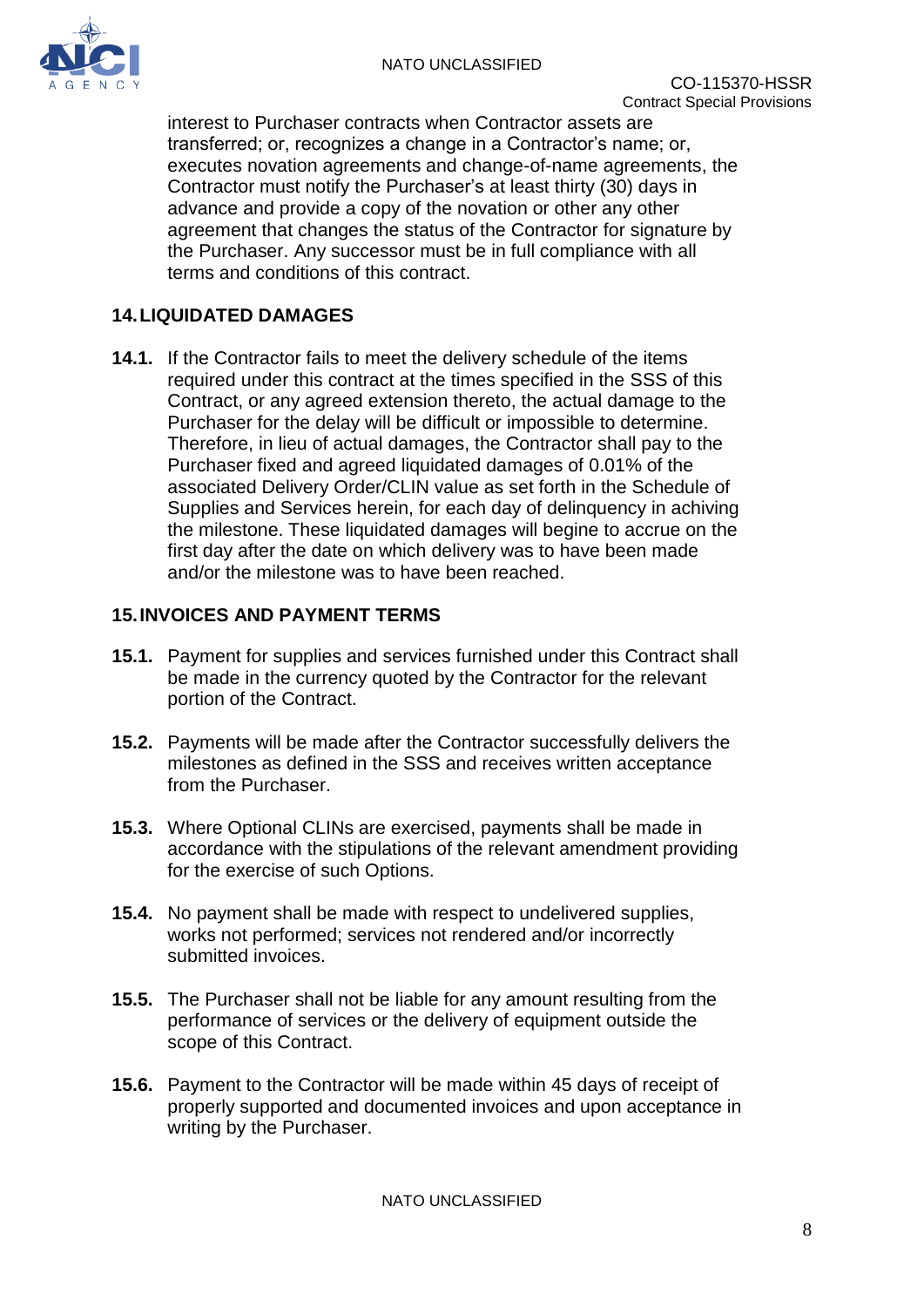interest to Purchaser contracts when Contractor assets are transferred; or, recognizes a change in a Contractor's name; or, executes novation agreements and change-of-name agreements, the Contractor must notify the Purchaser's at least thirty (30) days in advance and provide a copy of the novation or other any other agreement that changes the status of the Contractor for signature by the Purchaser. Any successor must be in full compliance with all terms and conditions of this contract.

## 14. LIQUIDATED DAMAGES

**14.1.** If the Contractor fails to meet the delivery schedule of the items required under this contract at the times specified in the SSS of this Contract, or any agreed extension thereto, the actual damage to the Purchaser for the delay will be difficult or impossible to determine. Therefore, in lieu of actual damages, the Contractor shall pay to the Purchaser fixed and agreed liquidated damages of 0.01% of the associated Delivery Order/CLIN value as set forth in the Schedule of Supplies and Services herein, for each day of delinquency in achiving the milestone. These liquidated damages will begine to accrue on the first day after the date on which delivery was to have been made and/or the milestone was to have been reached.

## 15. INVOICES AND PAYMENT TERMS

**15.1.** Payment for supplies and services furnished under this Contract shall be made in the currency quoted by the Contractor for the relevant portion of the Contract.

**15.2.** Payments will be made after the Contractor successfully delivers the milestones as defined in the SSS and receives written acceptance from the Purchaser.

**15.3.** Where Optional CLINs are exercised, payments shall be made in accordance with the stipulations of the relevant amendment providing for the exercise of such Options.

**15.4.** No payment shall be made with respect to undelivered supplies, works not performed; services not rendered and/or incorrectly submitted invoices.

**15.5.** The Purchaser shall not be liable for any amount resulting from the performance of services or the delivery of equipment outside the scope of this Contract.

**15.6.** Payment to the Contractor will be made within 45 days of receipt of properly supported and documented invoices and upon acceptance in writing by the Purchaser.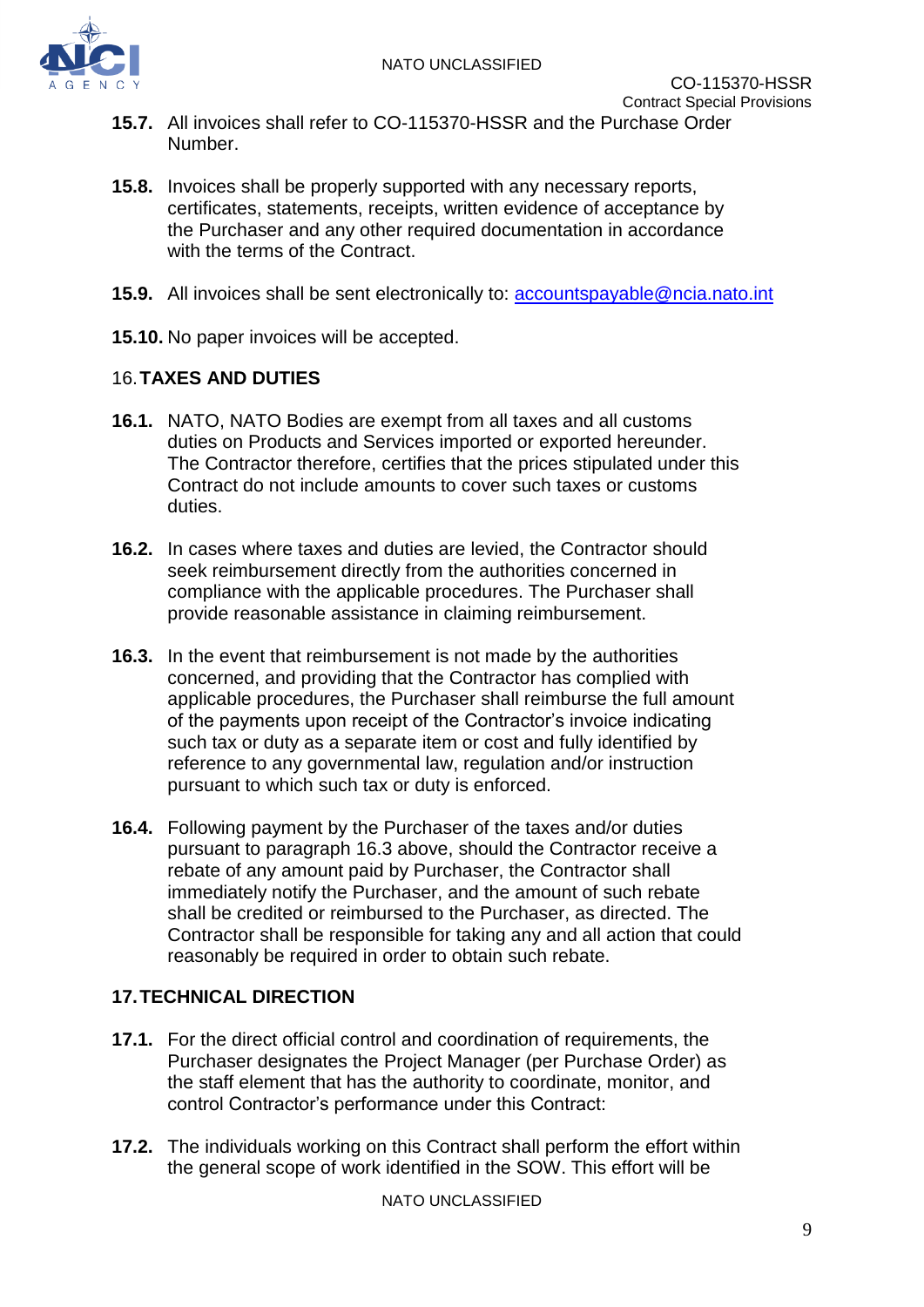**15.7.** All invoices shall refer to CO-115370-HSSR and the Purchase Order Number.

**15.8.** Invoices shall be properly supported with any necessary reports, certificates, statements, receipts, written evidence of acceptance by the Purchaser and any other required documentation in accordance with the terms of the Contract.

**15.9.** All invoices shall be sent electronically to: accountspayable@ncia.nato.int

**15.10.** No paper invoices will be accepted.

## 16. TAXES AND DUTIES

**16.1.** NATO, NATO Bodies are exempt from all taxes and all customs duties on Products and Services imported or exported hereunder. The Contractor therefore, certifies that the prices stipulated under this Contract do not include amounts to cover such taxes or customs duties.

**16.2.** In cases where taxes and duties are levied, the Contractor should seek reimbursement directly from the authorities concerned in compliance with the applicable procedures. The Purchaser shall provide reasonable assistance in claiming reimbursement.

**16.3.** In the event that reimbursement is not made by the authorities concerned, and providing that the Contractor has complied with applicable procedures, the Purchaser shall reimburse the full amount of the payments upon receipt of the Contractor's invoice indicating such tax or duty as a separate item or cost and fully identified by reference to any governmental law, regulation and/or instruction pursuant to which such tax or duty is enforced.

**16.4.** Following payment by the Purchaser of the taxes and/or duties pursuant to paragraph 16.3 above, should the Contractor receive a rebate of any amount paid by Purchaser, the Contractor shall immediately notify the Purchaser, and the amount of such rebate shall be credited or reimbursed to the Purchaser, as directed. The Contractor shall be responsible for taking any and all action that could reasonably be required in order to obtain such rebate.

## 17. TECHNICAL DIRECTION

**17.1.** For the direct official control and coordination of requirements, the Purchaser designates the Project Manager (per Purchase Order) as the staff element that has the authority to coordinate, monitor, and control Contractor's performance under this Contract:

**17.2.** The individuals working on this Contract shall perform the effort within the general scope of work identified in the SOW. This effort will be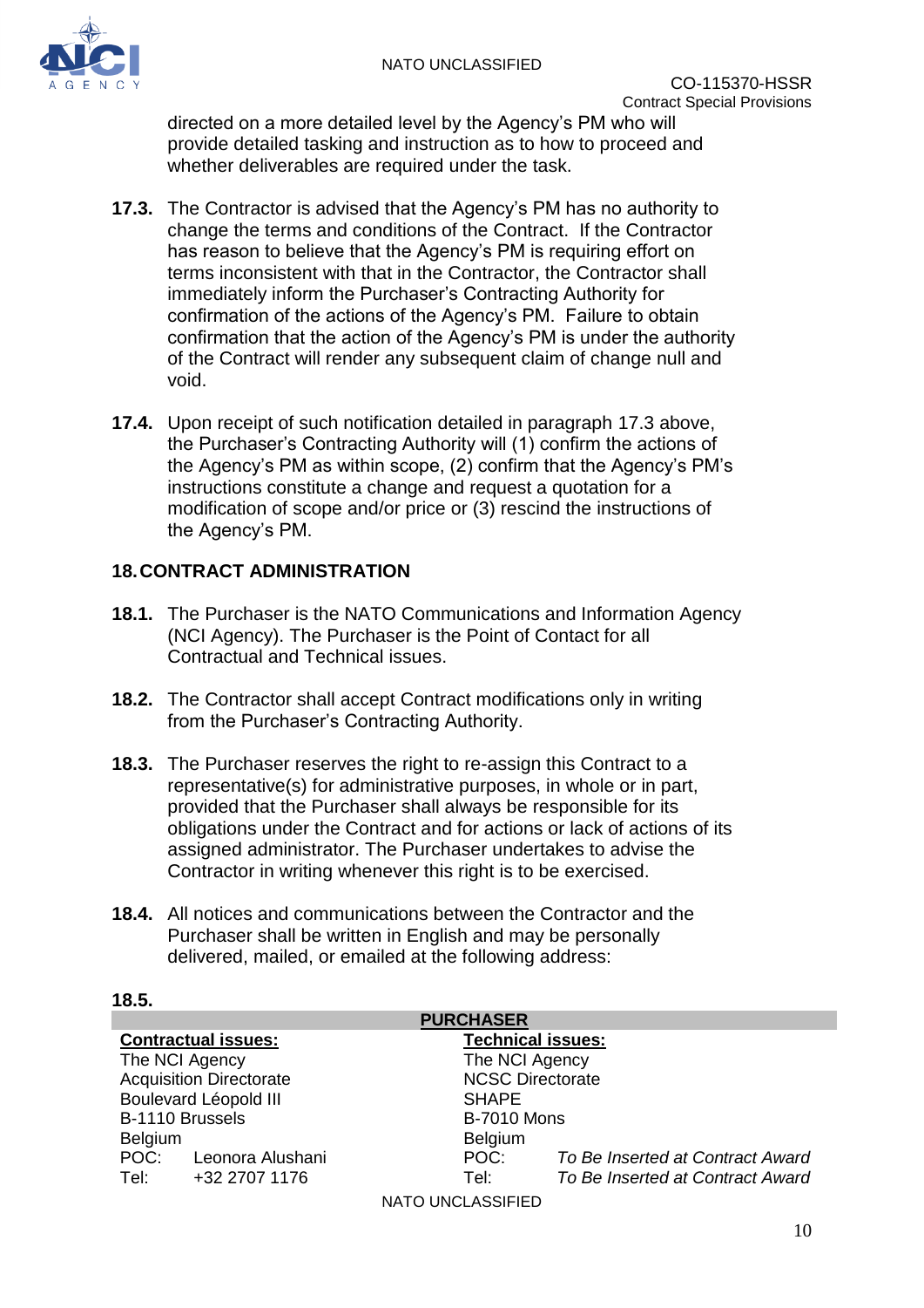directed on a more detailed level by the Agency's PM who will provide detailed tasking and instruction as to how to proceed and whether deliverables are required under the task.

**17.3.** The Contractor is advised that the Agency's PM has no authority to change the terms and conditions of the Contract. If the Contractor has reason to believe that the Agency's PM is requiring effort on terms inconsistent with that in the Contractor, the Contractor shall immediately inform the Purchaser's Contracting Authority for confirmation of the actions of the Agency's PM. Failure to obtain confirmation that the action of the Agency's PM is under the authority of the Contract will render any subsequent claim of change null and void.

**17.4.** Upon receipt of such notification detailed in paragraph 17.3 above, the Purchaser's Contracting Authority will (1) confirm the actions of the Agency's PM as within scope, (2) confirm that the Agency's PM's instructions constitute a change and request a quotation for a modification of scope and/or price or (3) rescind the instructions of the Agency's PM.

## 18. CONTRACT ADMINISTRATION

**18.1.** The Purchaser is the NATO Communications and Information Agency (NCI Agency). The Purchaser is the Point of Contact for all Contractual and Technical issues.

**18.2.** The Contractor shall accept Contract modifications only in writing from the Purchaser's Contracting Authority.

**18.3.** The Purchaser reserves the right to re-assign this Contract to a representative(s) for administrative purposes, in whole or in part, provided that the Purchaser shall always be responsible for its obligations under the Contract and for actions or lack of actions of its assigned administrator. The Purchaser undertakes to advise the Contractor in writing whenever this right is to be exercised.

**18.4.** All notices and communications between the Contractor and the Purchaser shall be written in English and may be personally delivered, mailed, or emailed at the following address:

**18.5.**

| **PURCHASER** | |
|---|---|
| **Contractual issues:** | **Technical issues:** |
| The NCI Agency | The NCI Agency |
| Acquisition Directorate | NCSC Directorate |
| Boulevard Léopold III | SHAPE |
| B-1110 Brussels | B-7010 Mons |
| Belgium | Belgium |
| POC: Leonora Alushani | POC: *To Be Inserted at Contract Award* |
| Tel: +32 2707 1176 | Tel: *To Be Inserted at Contract Award* |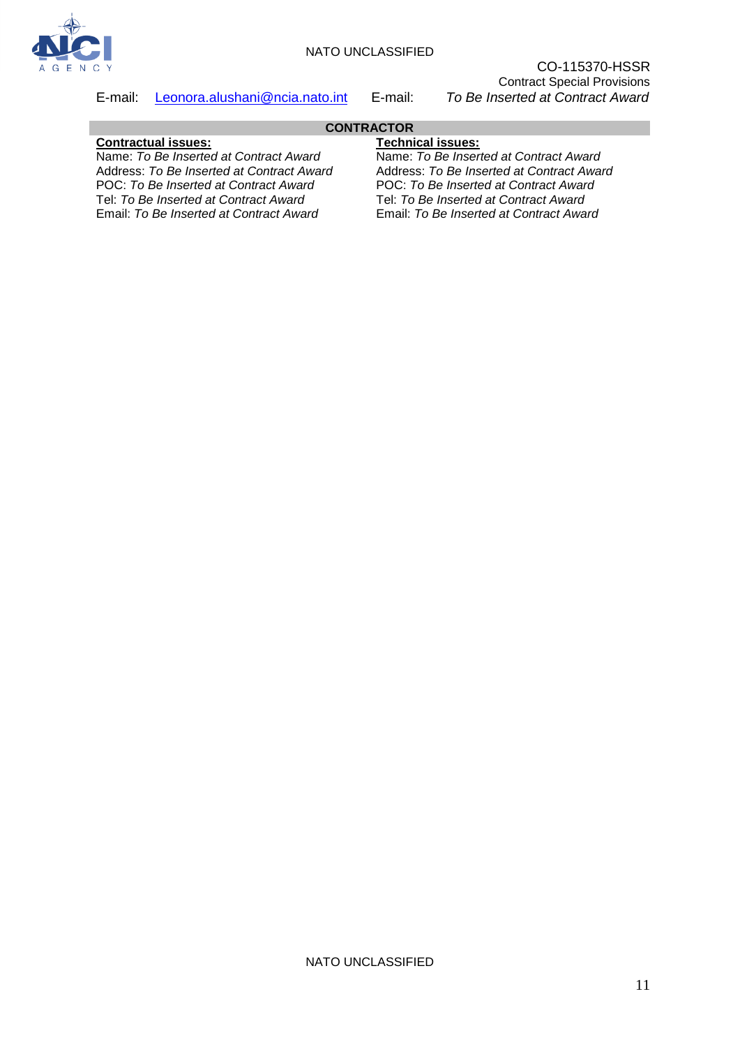E-mail: Leonora.alushani@ncia.nato.int E-mail: *To Be Inserted at Contract Award*

| CONTRACTOR | |
|---|---|
| **<u>Contractual issues:</u>** | **<u>Technical issues:</u>** |
| Name: *To Be Inserted at Contract Award* | Name: *To Be Inserted at Contract Award* |
| Address: *To Be Inserted at Contract Award* | Address: *To Be Inserted at Contract Award* |
| POC: *To Be Inserted at Contract Award* | POC: *To Be Inserted at Contract Award* |
| Tel: *To Be Inserted at Contract Award* | Tel: *To Be Inserted at Contract Award* |
| Email: *To Be Inserted at Contract Award* | Email: *To Be Inserted at Contract Award* |